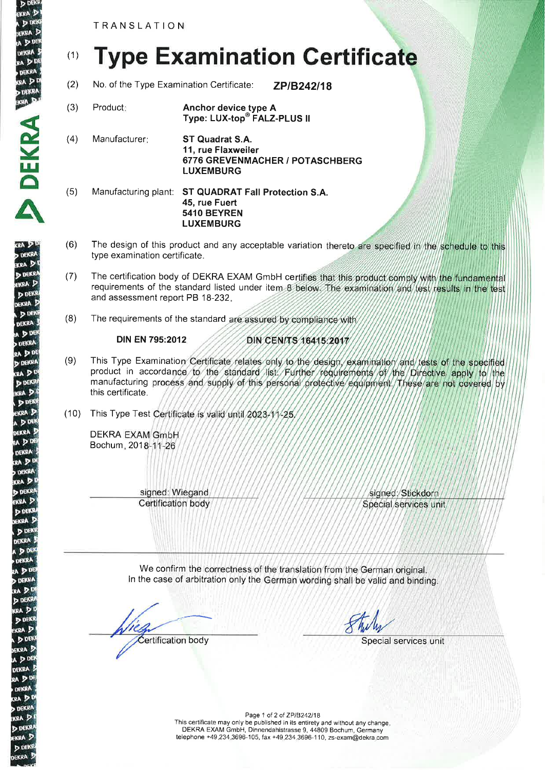TRANSLATION

# (1) Type Examination Certificate

(2) No. of the Type Examination Certificate: **ZP/B242/18**

(3) Product: **Anchor device type A**
**Type: LUX-top® FALZ-PLUS II**

(4) Manufacturer: **ST Quadrat S.A.**
**11, rue Flaxweiler**
**6776 GREVENMACHER / POTASCHBERG**
**LUXEMBURG**

(5) Manufacturing plant: **ST QUADRAT Fall Protection S.A.**
**45, rue Fuert**
**5410 BEYREN**
**LUXEMBURG**

(6) The design of this product and any acceptable variation thereto are specified in the schedule to this type examination certificate.

(7) The certification body of DEKRA EXAM GmbH certifies that this product comply with the fundamental requirements of the standard listed under item 8 below. The examination and test results in the test and assessment report PB 18-232.

(8) The requirements of the standard are assured by compliance with

**DIN EN 795:2012** **DIN CEN/TS 16415:2017**

(9) This Type Examination Certificate relates only to the design, examination and tests of the specified product in accordance to the standard list. Further requirements of the Directive apply to the manufacturing process and supply of this personal protective equipment. These are not covered by this certificate.

(10) This Type Test Certificate is valid until 2023-11-25.

DEKRA EXAM GmbH
Bochum, 2018-11-26

signed: Wiegand
Certification body

signed: Stickdorn
Special services unit

We confirm the correctness of the translation from the German original.
In the case of arbitration only the German wording shall be valid and binding.

Certification body

Special services unit

This certificate may only be published in its entirety and without any change.
DEKRA EXAM GmbH, Dinnendahlstrasse 9, 44809 Bochum, Germany
telephone +49.234.3696-105, fax +49.234.3696-110, zs-exam@dekra.com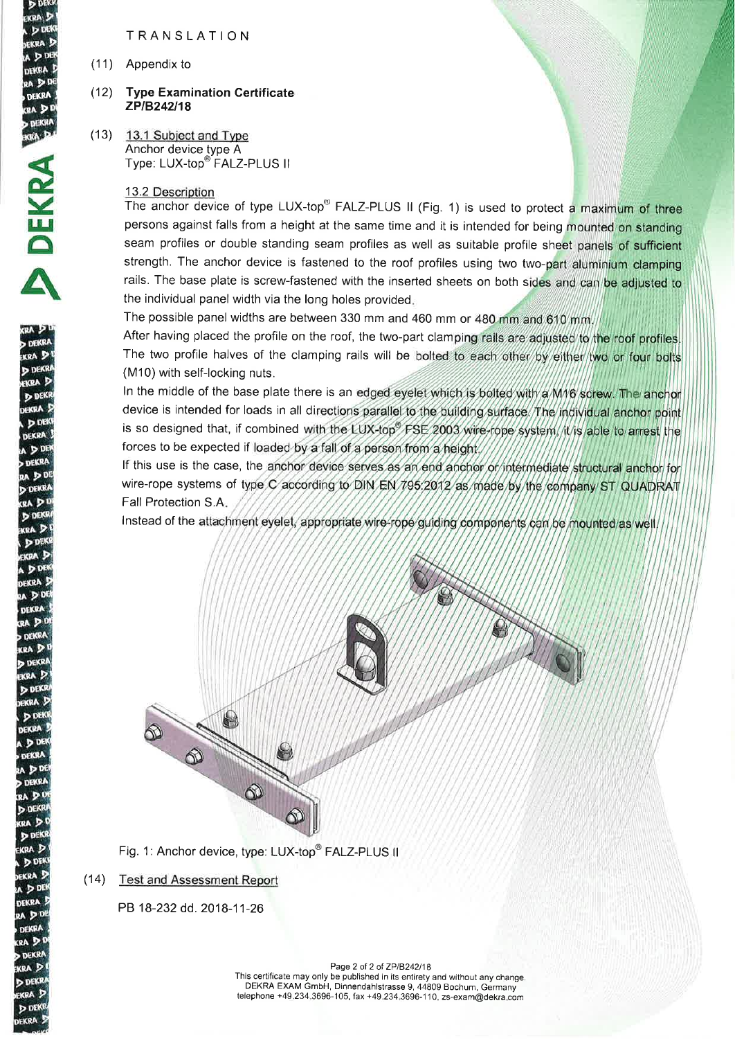TRANSLATION

(11) Appendix to

(12) **Type Examination Certificate ZP/B242/18**

(13) 13.1 Subject and Type
Anchor device type A
Type: LUX-top® FALZ-PLUS II

13.2 Description

The anchor device of type LUX-top® FALZ-PLUS II (Fig. 1) is used to protect a maximum of three persons against falls from a height at the same time and it is intended for being mounted on standing seam profiles or double standing seam profiles as well as suitable profile sheet panels of sufficient strength. The anchor device is fastened to the roof profiles using two two-part aluminium clamping rails. The base plate is screw-fastened with the inserted sheets on both sides and can be adjusted to the individual panel width via the long holes provided.

The possible panel widths are between 330 mm and 460 mm or 480 mm and 610 mm.

After having placed the profile on the roof, the two-part clamping rails are adjusted to the roof profiles. The two profile halves of the clamping rails will be bolted to each other by either two or four bolts (M10) with self-locking nuts.

In the middle of the base plate there is an edged eyelet which is bolted with a M16 screw. The anchor device is intended for loads in all directions parallel to the building surface. The individual anchor point is so designed that, if combined with the LUX-top® FSE 2003 wire-rope system, it is able to arrest the forces to be expected if loaded by a fall of a person from a height.

If this use is the case, the anchor device serves as an end anchor or intermediate structural anchor for wire-rope systems of type C according to DIN EN 795:2012 as made by the company ST QUADRAT Fall Protection S.A.

Instead of the attachment eyelet, appropriate wire-rope guiding components can be mounted as well.

Fig. 1: Anchor device, type: LUX-top® FALZ-PLUS II

(14) Test and Assessment Report

PB 18-232 dd. 2018-11-26

This certificate may only be published in its entirety and without any change.
DEKRA EXAM GmbH, Dinnendahlstrasse 9, 44809 Bochum, Germany
telephone +49.234.3696-105, fax +49.234.3696-110, zs-exam@dekra.com